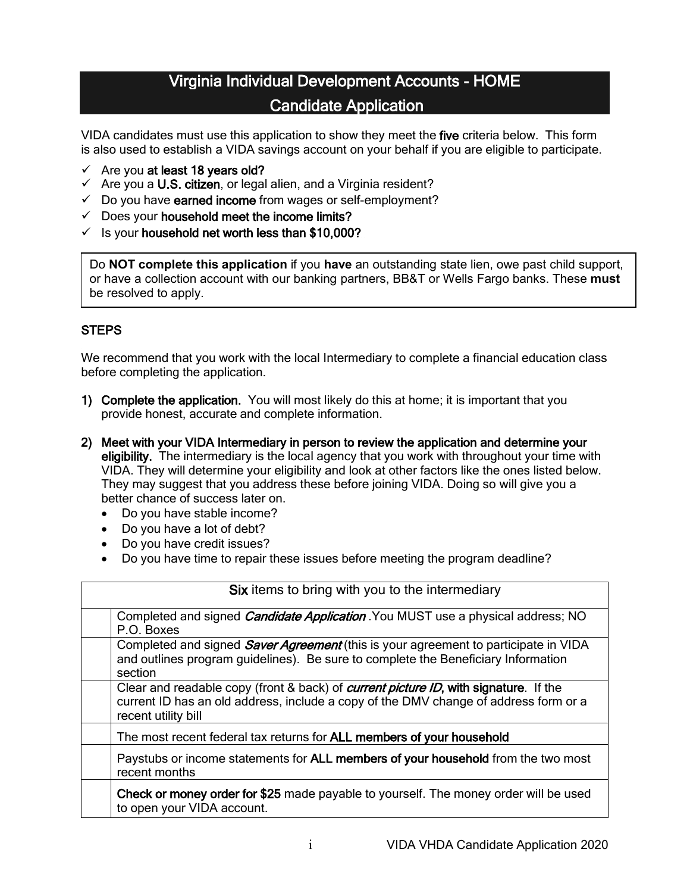# Virginia Individual Development Accounts - HOME
# Candidate Application

VIDA candidates must use this application to show they meet the **five** criteria below. This form is also used to establish a VIDA savings account on your behalf if you are eligible to participate.

- ✓ Are you **at least 18 years old?**
- ✓ Are you a **U.S. citizen**, or legal alien, and a Virginia resident?
- ✓ Do you have **earned income** from wages or self-employment?
- ✓ Does your **household meet the income limits?**
- ✓ Is your **household net worth less than $10,000?**

> Do **NOT complete this application** if you **have** an outstanding state lien, owe past child support, or have a collection account with our banking partners, BB&T or Wells Fargo banks. These **must** be resolved to apply.

## STEPS

We recommend that you work with the local Intermediary to complete a financial education class before completing the application.

1) **Complete the application.** You will most likely do this at home; it is important that you provide honest, accurate and complete information.

2) **Meet with your VIDA Intermediary in person to review the application and determine your eligibility.** The intermediary is the local agency that you work with throughout your time with VIDA. They will determine your eligibility and look at other factors like the ones listed below. They may suggest that you address these before joining VIDA. Doing so will give you a better chance of success later on.
   - Do you have stable income?
   - Do you have a lot of debt?
   - Do you have credit issues?
   - Do you have time to repair these issues before meeting the program deadline?

| | **Six** items to bring with you to the intermediary |
|---|---|
| | Completed and signed ***Candidate Application*** .You MUST use a physical address; NO P.O. Boxes |
| | Completed and signed ***Saver Agreement*** (this is your agreement to participate in VIDA and outlines program guidelines). Be sure to complete the Beneficiary Information section |
| | Clear and readable copy (front & back) of ***current picture ID*, with signature**. If the current ID has an old address, include a copy of the DMV change of address form or a recent utility bill |
| | The most recent federal tax returns for **ALL members of your household** |
| | Paystubs or income statements for **ALL members of your household** from the two most recent months |
| | **Check or money order for $25** made payable to yourself. The money order will be used to open your VIDA account. |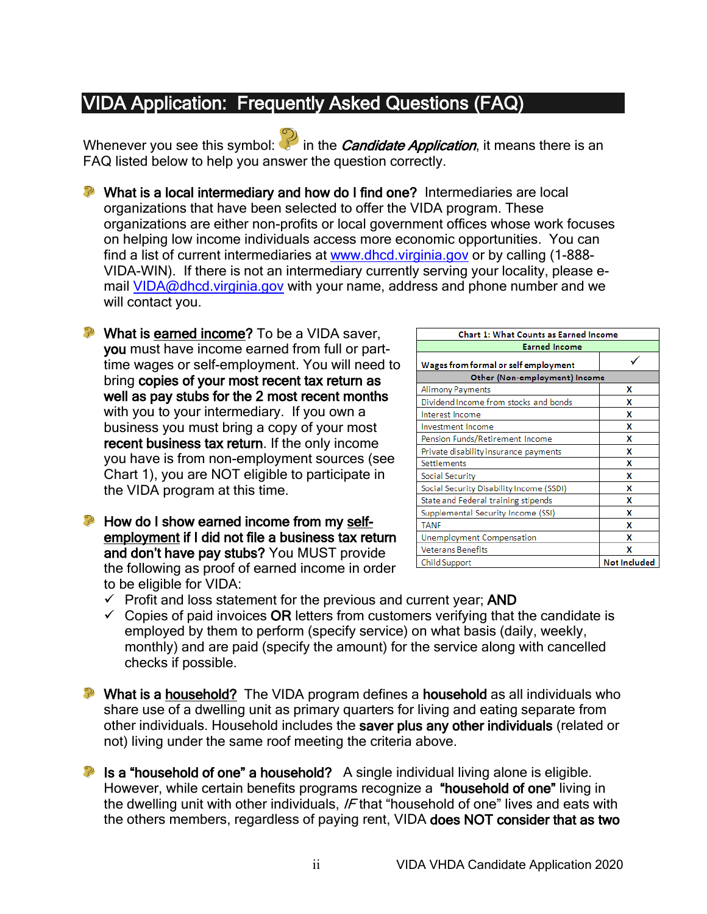# VIDA Application: Frequently Asked Questions (FAQ)

Whenever you see this symbol: in the ***Candidate Application***, it means there is an FAQ listed below to help you answer the question correctly.

- **What is a local intermediary and how do I find one?** Intermediaries are local organizations that have been selected to offer the VIDA program. These organizations are either non-profits or local government offices whose work focuses on helping low income individuals access more economic opportunities. You can find a list of current intermediaries at www.dhcd.virginia.gov or by calling (1-888-VIDA-WIN). If there is not an intermediary currently serving your locality, please e-mail VIDA@dhcd.virginia.gov with your name, address and phone number and we will contact you.

- **What is <u>earned income</u>?** To be a VIDA saver, **you** must have income earned from full or part-time wages or self-employment. You will need to bring **copies of your most recent tax return as well as pay stubs for the 2 most recent months** with you to your intermediary. If you own a business you must bring a copy of your most **recent business tax return**. If the only income you have is from non-employment sources (see Chart 1), you are NOT eligible to participate in the VIDA program at this time.

| Chart 1: What Counts as Earned Income | |
|---|---|
| **Earned Income** | |
| **Wages from formal or self employment** | ✓ |
| **Other (Non-employment) Income** | |
| Alimony Payments | X |
| Dividend Income from stocks and bonds | X |
| Interest Income | X |
| Investment Income | X |
| Pension Funds/Retirement Income | X |
| Private disability insurance payments | X |
| Settlements | X |
| Social Security | X |
| Social Security Disability Income (SSDI) | X |
| State and Federal training stipends | X |
| Supplemental Security Income (SSI) | X |
| TANF | X |
| Unemployment Compensation | X |
| Veterans Benefits | X |
| Child Support | **Not Included** |

- **How do I show earned income from my <u>self-employment</u> if I did not file a business tax return and don't have pay stubs?** You MUST provide the following as proof of earned income in order to be eligible for VIDA:
  - ✓ Profit and loss statement for the previous and current year; **AND**
  - ✓ Copies of paid invoices **OR** letters from customers verifying that the candidate is employed by them to perform (specify service) on what basis (daily, weekly, monthly) and are paid (specify the amount) for the service along with cancelled checks if possible.

- **What is a <u>household?</u>** The VIDA program defines a **household** as all individuals who share use of a dwelling unit as primary quarters for living and eating separate from other individuals. Household includes the **saver plus any other individuals** (related or not) living under the same roof meeting the criteria above.

- **Is a "household of one" a household?** A single individual living alone is eligible. However, while certain benefits programs recognize a **"household of one"** living in the dwelling unit with other individuals, *IF* that "household of one" lives and eats with the others members, regardless of paying rent, VIDA **does NOT consider that as two**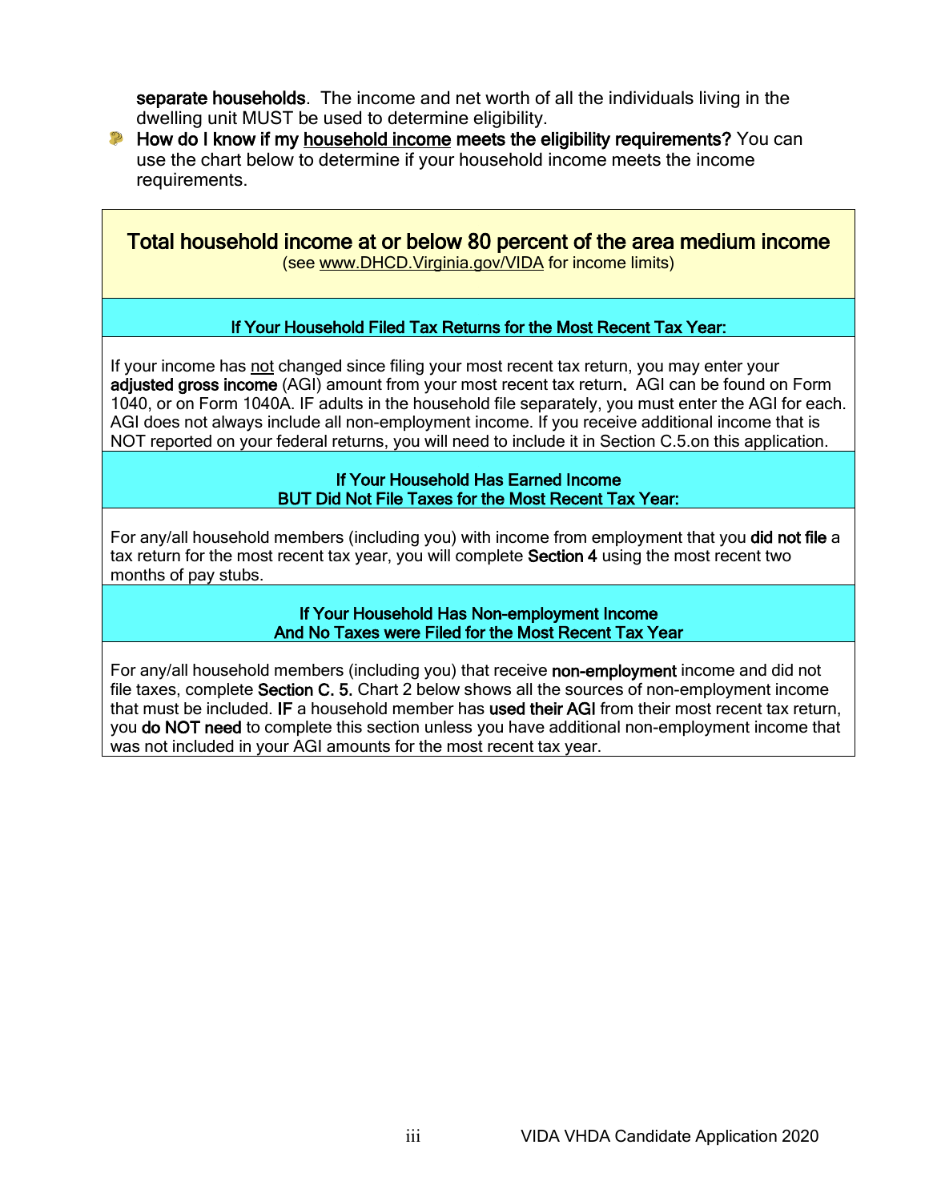**separate households**. The income and net worth of all the individuals living in the dwelling unit MUST be used to determine eligibility.

- **How do I know if my household income meets the eligibility requirements?** You can use the chart below to determine if your household income meets the income requirements.

## Total household income at or below 80 percent of the area medium income

(see www.DHCD.Virginia.gov/VIDA for income limits)

### If Your Household Filed Tax Returns for the Most Recent Tax Year:

If your income has not changed since filing your most recent tax return, you may enter your **adjusted gross income** (AGI) amount from your most recent tax return**.** AGI can be found on Form 1040, or on Form 1040A. IF adults in the household file separately, you must enter the AGI for each. AGI does not always include all non-employment income. If you receive additional income that is NOT reported on your federal returns, you will need to include it in Section C.5.on this application.

### If Your Household Has Earned Income BUT Did Not File Taxes for the Most Recent Tax Year:

For any/all household members (including you) with income from employment that you **did not file** a tax return for the most recent tax year, you will complete **Section 4** using the most recent two months of pay stubs.

### If Your Household Has Non-employment Income And No Taxes were Filed for the Most Recent Tax Year

For any/all household members (including you) that receive **non-employment** income and did not file taxes, complete **Section C. 5.** Chart 2 below shows all the sources of non-employment income that must be included. **IF** a household member has **used their AGI** from their most recent tax return, you **do NOT need** to complete this section unless you have additional non-employment income that was not included in your AGI amounts for the most recent tax year.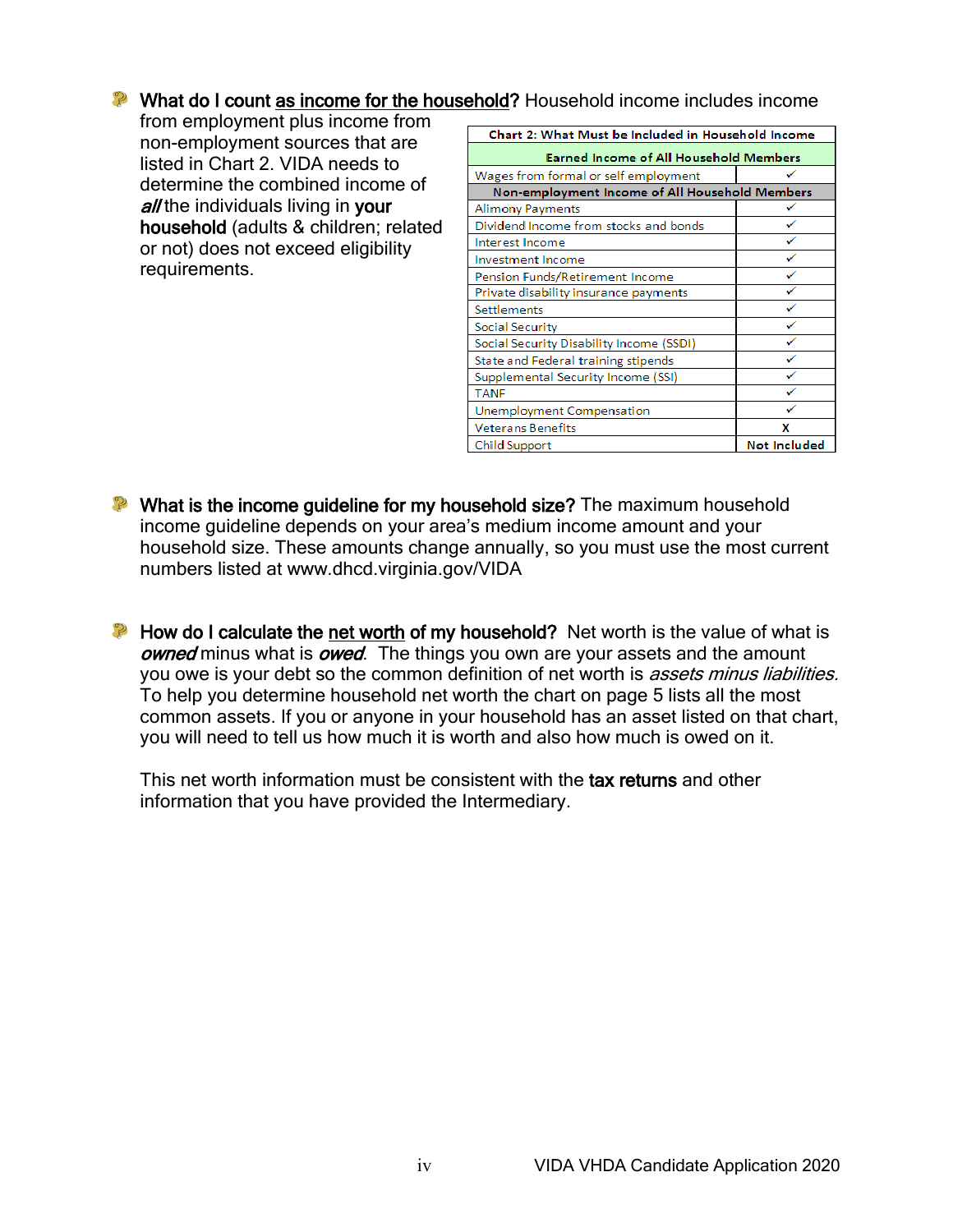**What do I count as income for the household?** Household income includes income from employment plus income from non-employment sources that are listed in Chart 2. VIDA needs to determine the combined income of ***all*** the individuals living in **your household** (adults & children; related or not) does not exceed eligibility requirements.

| Chart 2: What Must be Included in Household Income | |
|---|---|
| **Earned Income of All Household Members** | |
| Wages from formal or self employment | ✓ |
| **Non-employment Income of All Household Members** | |
| Alimony Payments | ✓ |
| Dividend Income from stocks and bonds | ✓ |
| Interest Income | ✓ |
| Investment Income | ✓ |
| Pension Funds/Retirement Income | ✓ |
| Private disability insurance payments | ✓ |
| Settlements | ✓ |
| Social Security | ✓ |
| Social Security Disability Income (SSDI) | ✓ |
| State and Federal training stipends | ✓ |
| Supplemental Security Income (SSI) | ✓ |
| TANF | ✓ |
| Unemployment Compensation | ✓ |
| Veterans Benefits | X |
| Child Support | Not Included |

**What is the income guideline for my household size?** The maximum household income guideline depends on your area's medium income amount and your household size. These amounts change annually, so you must use the most current numbers listed at www.dhcd.virginia.gov/VIDA

**How do I calculate the net worth of my household?** Net worth is the value of what is ***owned*** minus what is ***owed***. The things you own are your assets and the amount you owe is your debt so the common definition of net worth is *assets minus liabilities.* To help you determine household net worth the chart on page 5 lists all the most common assets. If you or anyone in your household has an asset listed on that chart, you will need to tell us how much it is worth and also how much is owed on it.

This net worth information must be consistent with the **tax returns** and other information that you have provided the Intermediary.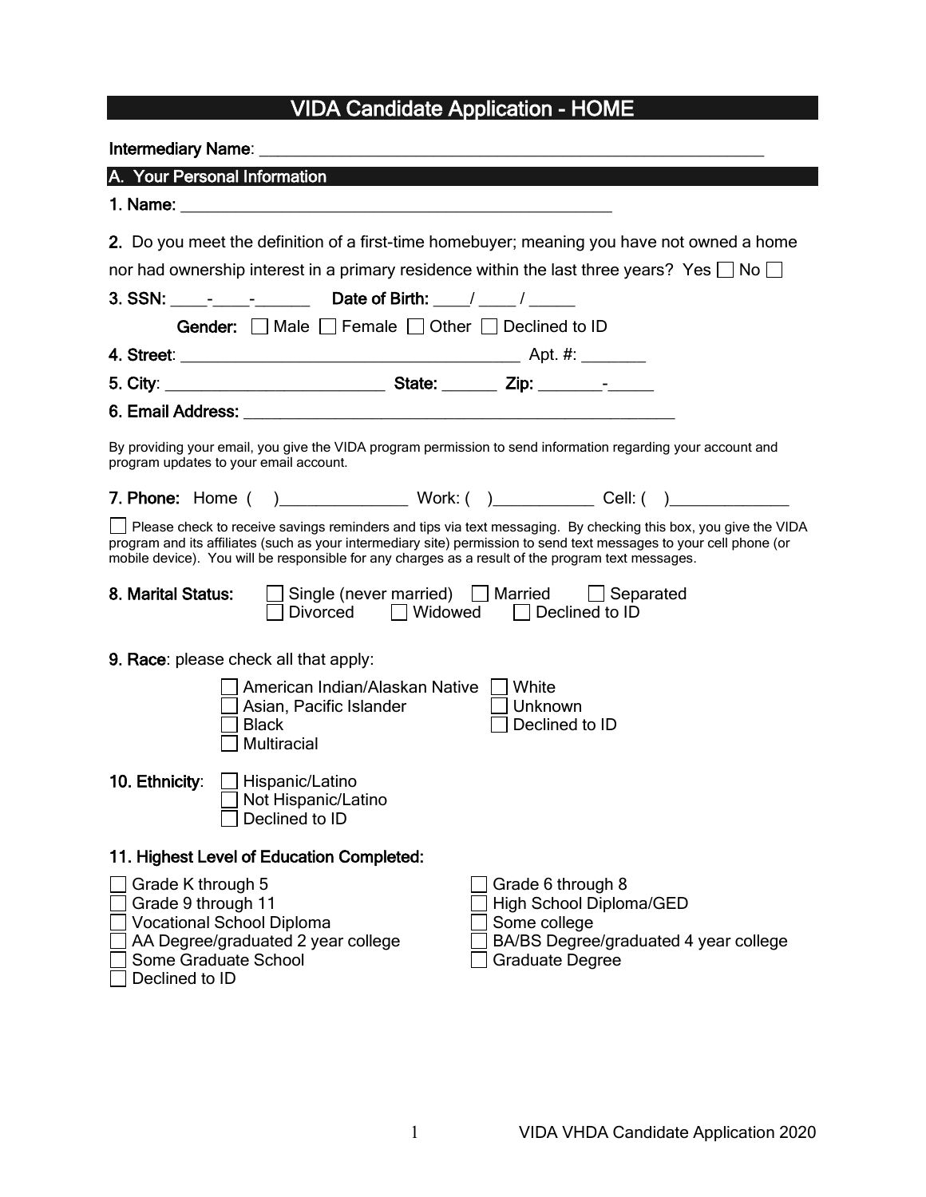# VIDA Candidate Application - HOME

**Intermediary Name**: ____________________________________________________________

## A. Your Personal Information

**1. Name**: ____________________________________________________

**2.** Do you meet the definition of a first-time homebuyer; meaning you have not owned a home nor had ownership interest in a primary residence within the last three years? Yes ☐ No ☐

**3. SSN:** ____-____-______ **Date of Birth:** ____/ ____ / _____

**Gender:** ☐ Male ☐ Female ☐ Other ☐ Declined to ID

**4. Street**: ________________________________________ Apt. #: _______

**5. City**: _________________________ **State:** ______ **Zip:** _______-_____

**6. Email Address:** ____________________________________________________

By providing your email, you give the VIDA program permission to send information regarding your account and program updates to your email account.

**7. Phone:** Home ( )_______________ Work: ( )___________ Cell: ( )_____________

☐ Please check to receive savings reminders and tips via text messaging. By checking this box, you give the VIDA program and its affiliates (such as your intermediary site) permission to send text messages to your cell phone (or mobile device). You will be responsible for any charges as a result of the program text messages.

**8. Marital Status:**
- ☐ Single (never married)
- ☐ Married
- ☐ Separated
- ☐ Divorced
- ☐ Widowed
- ☐ Declined to ID

**9. Race**: please check all that apply:
- ☐ American Indian/Alaskan Native
- ☐ Asian, Pacific Islander
- ☐ Black
- ☐ Multiracial
- ☐ White
- ☐ Unknown
- ☐ Declined to ID

**10. Ethnicity**:
- ☐ Hispanic/Latino
- ☐ Not Hispanic/Latino
- ☐ Declined to ID

**11. Highest Level of Education Completed:**
- ☐ Grade K through 5
- ☐ Grade 6 through 8
- ☐ Grade 9 through 11
- ☐ High School Diploma/GED
- ☐ Vocational School Diploma
- ☐ Some college
- ☐ AA Degree/graduated 2 year college
- ☐ BA/BS Degree/graduated 4 year college
- ☐ Some Graduate School
- ☐ Graduate Degree
- ☐ Declined to ID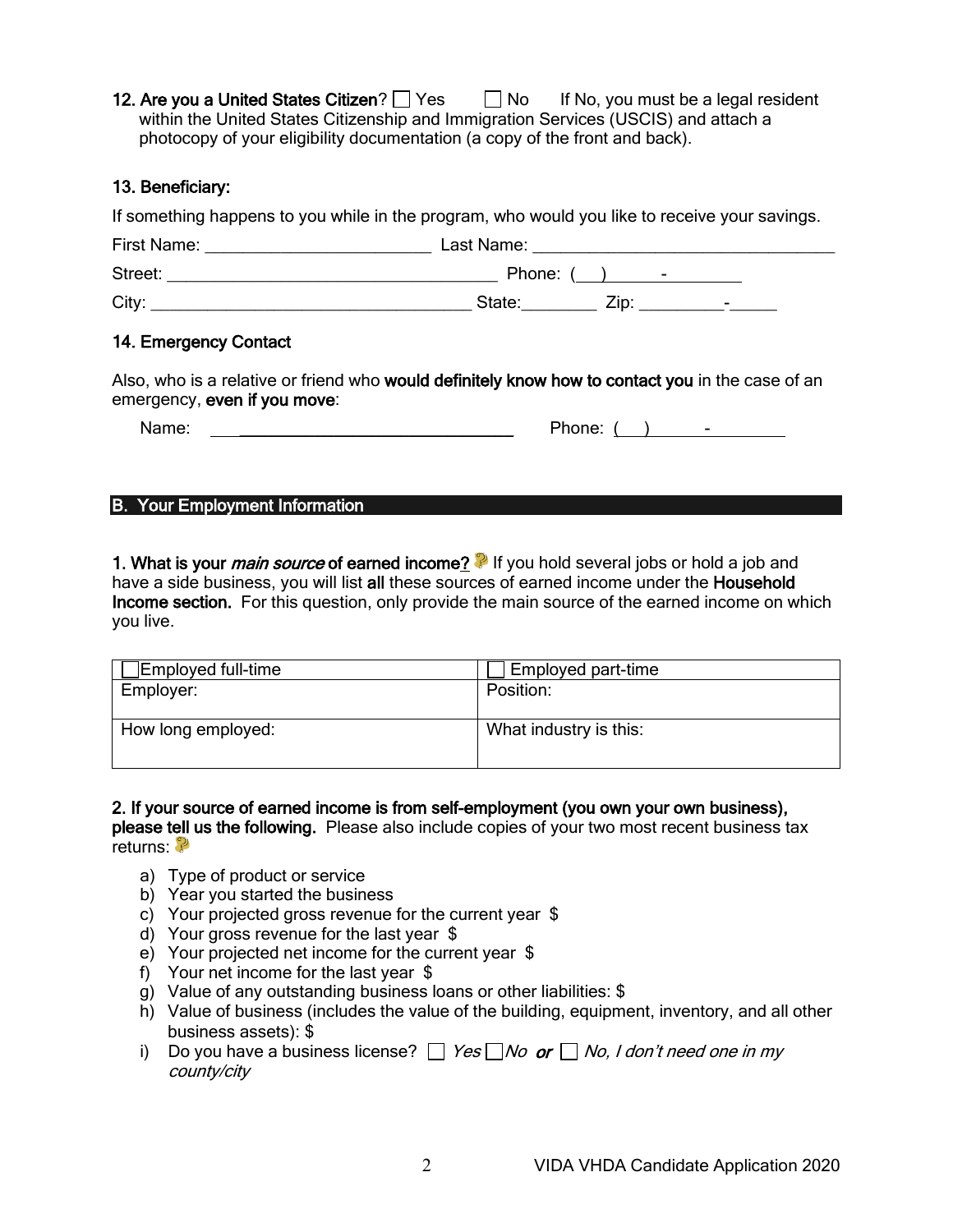**12. Are you a United States Citizen?** ☐ Yes ☐ No If No, you must be a legal resident within the United States Citizenship and Immigration Services (USCIS) and attach a photocopy of your eligibility documentation (a copy of the front and back).

### 13. Beneficiary:

If something happens to you while in the program, who would you like to receive your savings.

First Name: ________________________ Last Name: ______________________________

Street: __________________________________ Phone: (___) ______-________

City: ________________________________ State:________ Zip: _________-_____

### 14. Emergency Contact

Also, who is a relative or friend who **would definitely know how to contact you** in the case of an emergency, **even if you move**:

Name: ______________________________ Phone: (___) ______-________

## B. Your Employment Information

**1. What is your *main source* of earned income?** If you hold several jobs or hold a job and have a side business, you will list **all** these sources of earned income under the **Household Income section.** For this question, only provide the main source of the earned income on which you live.

| ☐Employed full-time | ☐ Employed part-time |
|---|---|
| Employer: | Position: |
| How long employed: | What industry is this: |

**2. If your source of earned income is from self-employment (you own your own business), please tell us the following.** Please also include copies of your two most recent business tax returns:

a) Type of product or service
b) Year you started the business
c) Your projected gross revenue for the current year $
d) Your gross revenue for the last year $
e) Your projected net income for the current year $
f) Your net income for the last year $
g) Value of any outstanding business loans or other liabilities: $
h) Value of business (includes the value of the building, equipment, inventory, and all other business assets): $
i) Do you have a business license? ☐ *Yes* ☐ *No* ***or*** ☐ *No, I don't need one in my county/city*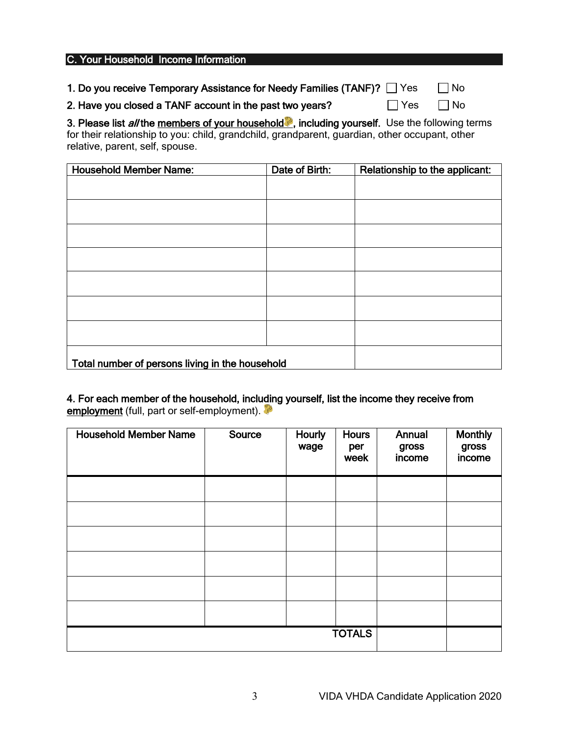## C. Your Household Income Information

1. Do you receive Temporary Assistance for Needy Families (TANF)? ☐ Yes ☐ No

2. Have you closed a TANF account in the past two years? ☐ Yes ☐ No

3. **Please list *all* the members of your household, including yourself.** Use the following terms for their relationship to you: child, grandchild, grandparent, guardian, other occupant, other relative, parent, self, spouse.

| Household Member Name: | Date of Birth: | Relationship to the applicant: |
| --- | --- | --- |
| | | |
| | | |
| | | |
| | | |
| | | |
| | | |
| | | |
| Total number of persons living in the household | | |

4. **For each member of the household, including yourself, list the income they receive from employment** (full, part or self-employment).

| Household Member Name | Source | Hourly wage | Hours per week | Annual gross income | Monthly gross income |
| --- | --- | --- | --- | --- | --- |
| | | | | | |
| | | | | | |
| | | | | | |
| | | | | | |
| | | | | | |
| | | | | | |
| | | | TOTALS | | |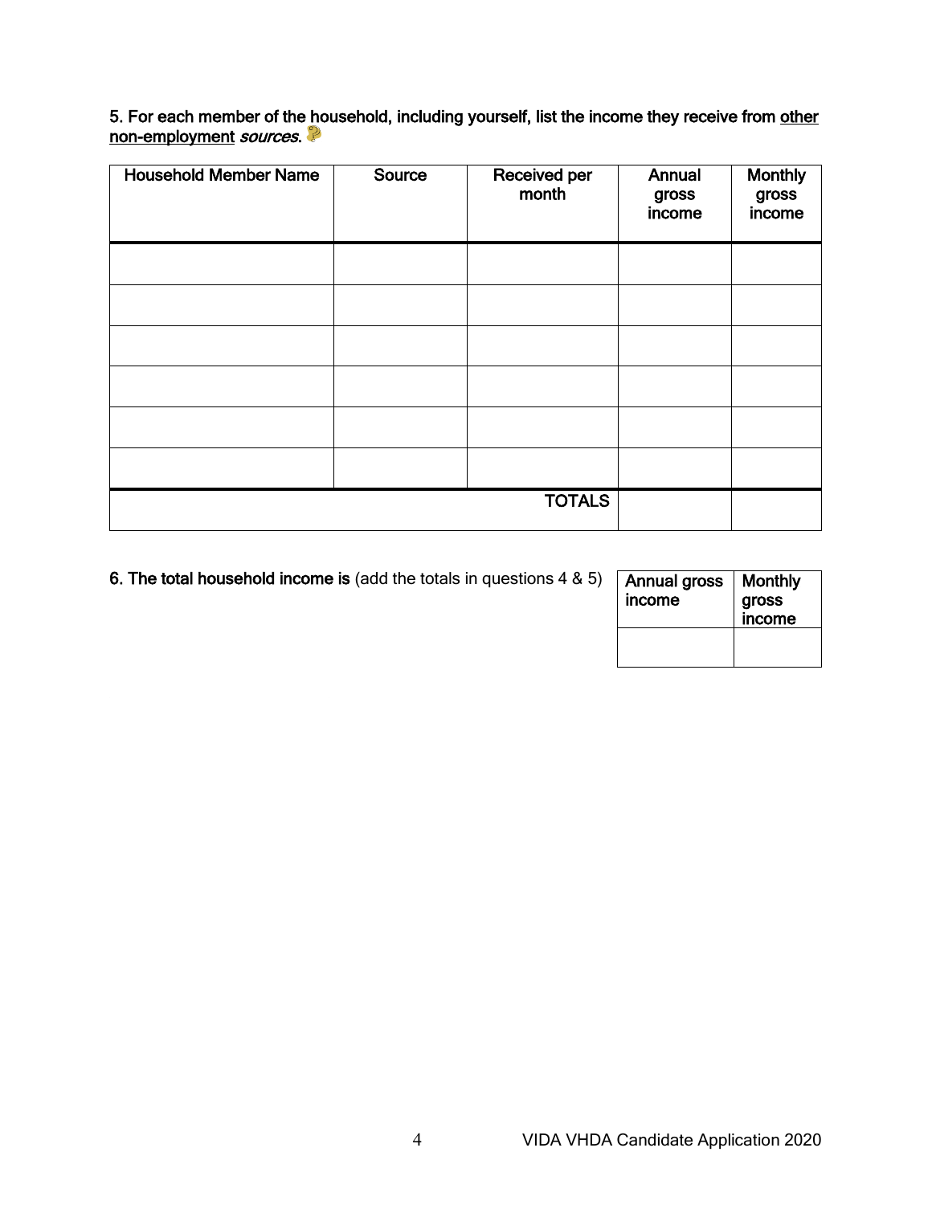5. For each member of the household, including yourself, list the income they receive from <u>other non-employment</u> *sources*.

| Household Member Name | Source | Received per month | Annual gross income | Monthly gross income |
|---|---|---|---|---|
| | | | | |
| | | | | |
| | | | | |
| | | | | |
| | | | | |
| | | | | |
| | | TOTALS | | |

**6. The total household income is** (add the totals in questions 4 & 5)

| Annual gross income | Monthly gross income |
|---|---|
| | |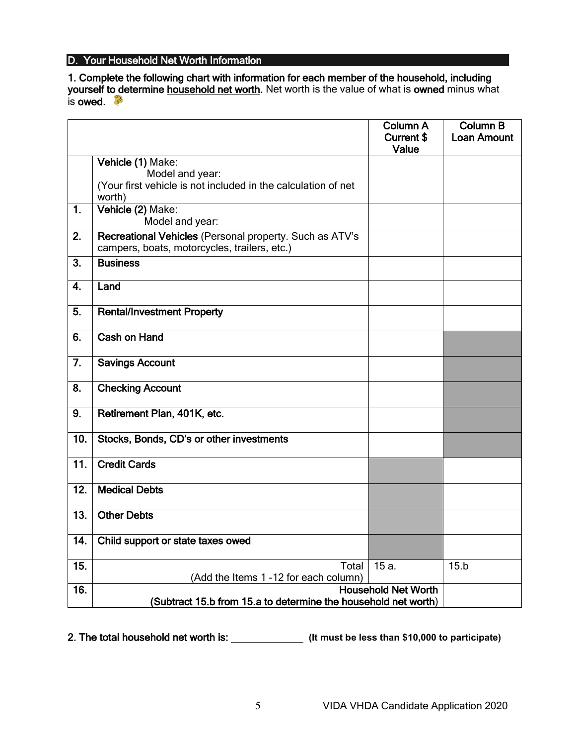## D. Your Household Net Worth Information

**1. Complete the following chart with information for each member of the household, including yourself to determine <u>household net worth</u>.** Net worth is the value of what is **owned** minus what is **owed**.

| | | Column A Current $ Value | Column B Loan Amount |
|---|---|---|---|
| | **Vehicle (1)** Make: Model and year: (Your first vehicle is not included in the calculation of net worth) | | |
| 1. | **Vehicle (2)** Make: Model and year: | | |
| 2. | **Recreational Vehicles** (Personal property. Such as ATV's campers, boats, motorcycles, trailers, etc.) | | |
| 3. | **Business** | | |
| 4. | **Land** | | |
| 5. | **Rental/Investment Property** | | |
| 6. | **Cash on Hand** | | |
| 7. | **Savings Account** | | |
| 8. | **Checking Account** | | |
| 9. | **Retirement Plan, 401K, etc.** | | |
| 10. | **Stocks, Bonds, CD's or other investments** | | |
| 11. | **Credit Cards** | | |
| 12. | **Medical Debts** | | |
| 13. | **Other Debts** | | |
| 14. | **Child support or state taxes owed** | | |
| 15. | Total (Add the Items 1 -12 for each column) | 15 a. | 15.b |
| 16. | **Household Net Worth (Subtract 15.b from 15.a to determine the household net worth)** | | |

**2. The total household net worth is:** ______________ **(It must be less than $10,000 to participate)**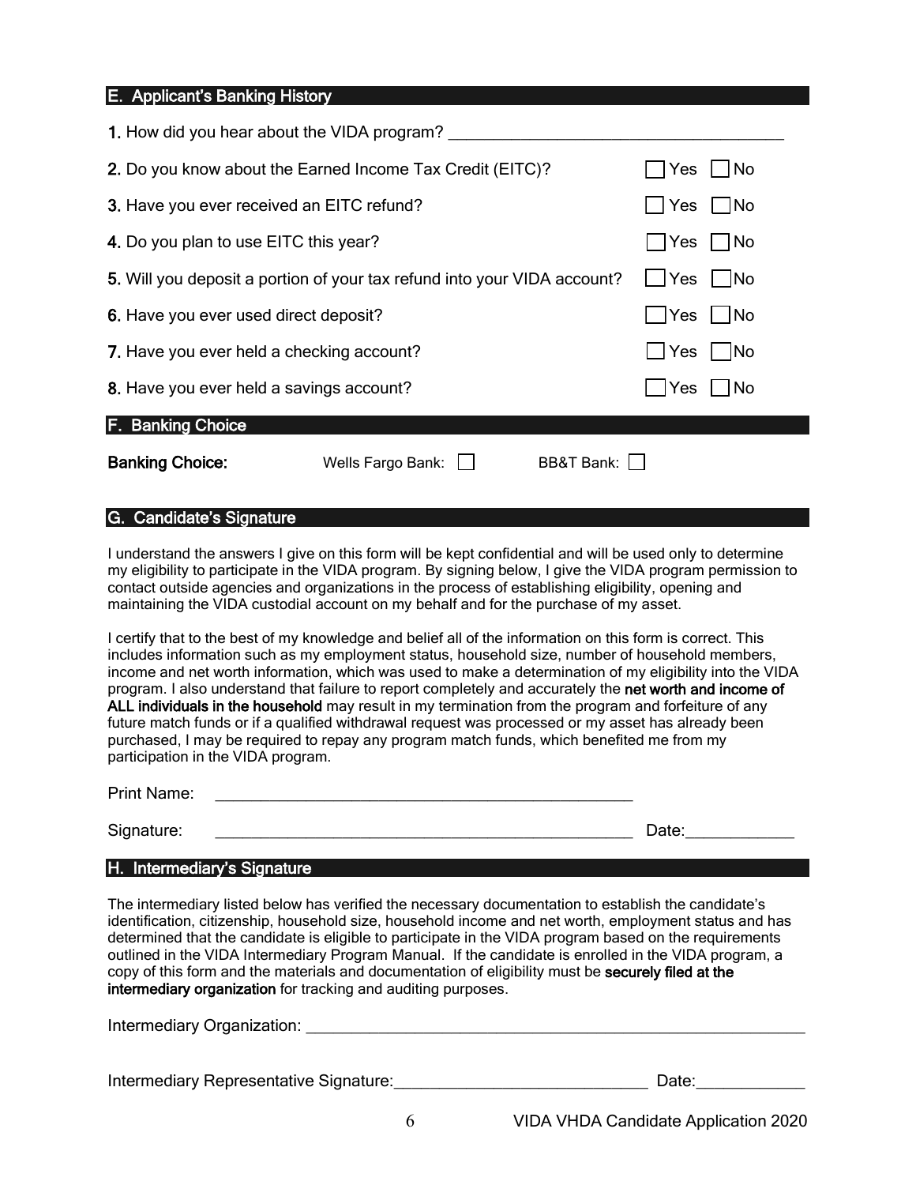## E. Applicant's Banking History

**1.** How did you hear about the VIDA program? ________________________________________

**2.** Do you know about the Earned Income Tax Credit (EITC)? ☐ Yes ☐ No

**3.** Have you ever received an EITC refund? ☐ Yes ☐ No

**4.** Do you plan to use EITC this year? ☐ Yes ☐ No

**5.** Will you deposit a portion of your tax refund into your VIDA account? ☐ Yes ☐ No

**6.** Have you ever used direct deposit? ☐ Yes ☐ No

**7.** Have you ever held a checking account? ☐ Yes ☐ No

**8.** Have you ever held a savings account? ☐ Yes ☐ No

## F. Banking Choice

**Banking Choice:** Wells Fargo Bank: ☐ BB&T Bank: ☐

## G. Candidate's Signature

I understand the answers I give on this form will be kept confidential and will be used only to determine my eligibility to participate in the VIDA program. By signing below, I give the VIDA program permission to contact outside agencies and organizations in the process of establishing eligibility, opening and maintaining the VIDA custodial account on my behalf and for the purchase of my asset.

I certify that to the best of my knowledge and belief all of the information on this form is correct. This includes information such as my employment status, household size, number of household members, income and net worth information, which was used to make a determination of my eligibility into the VIDA program. I also understand that failure to report completely and accurately the **net worth and income of ALL individuals in the household** may result in my termination from the program and forfeiture of any future match funds or if a qualified withdrawal request was processed or my asset has already been purchased, I may be required to repay any program match funds, which benefited me from my participation in the VIDA program.

Print Name: ________________________________________________

Signature: ________________________________________________ Date:____________

## H. Intermediary's Signature

The intermediary listed below has verified the necessary documentation to establish the candidate's identification, citizenship, household size, household income and net worth, employment status and has determined that the candidate is eligible to participate in the VIDA program based on the requirements outlined in the VIDA Intermediary Program Manual. If the candidate is enrolled in the VIDA program, a copy of this form and the materials and documentation of eligibility must be **securely filed at the intermediary organization** for tracking and auditing purposes.

Intermediary Organization: ____________________________________________________________

Intermediary Representative Signature:_____________________________ Date:____________